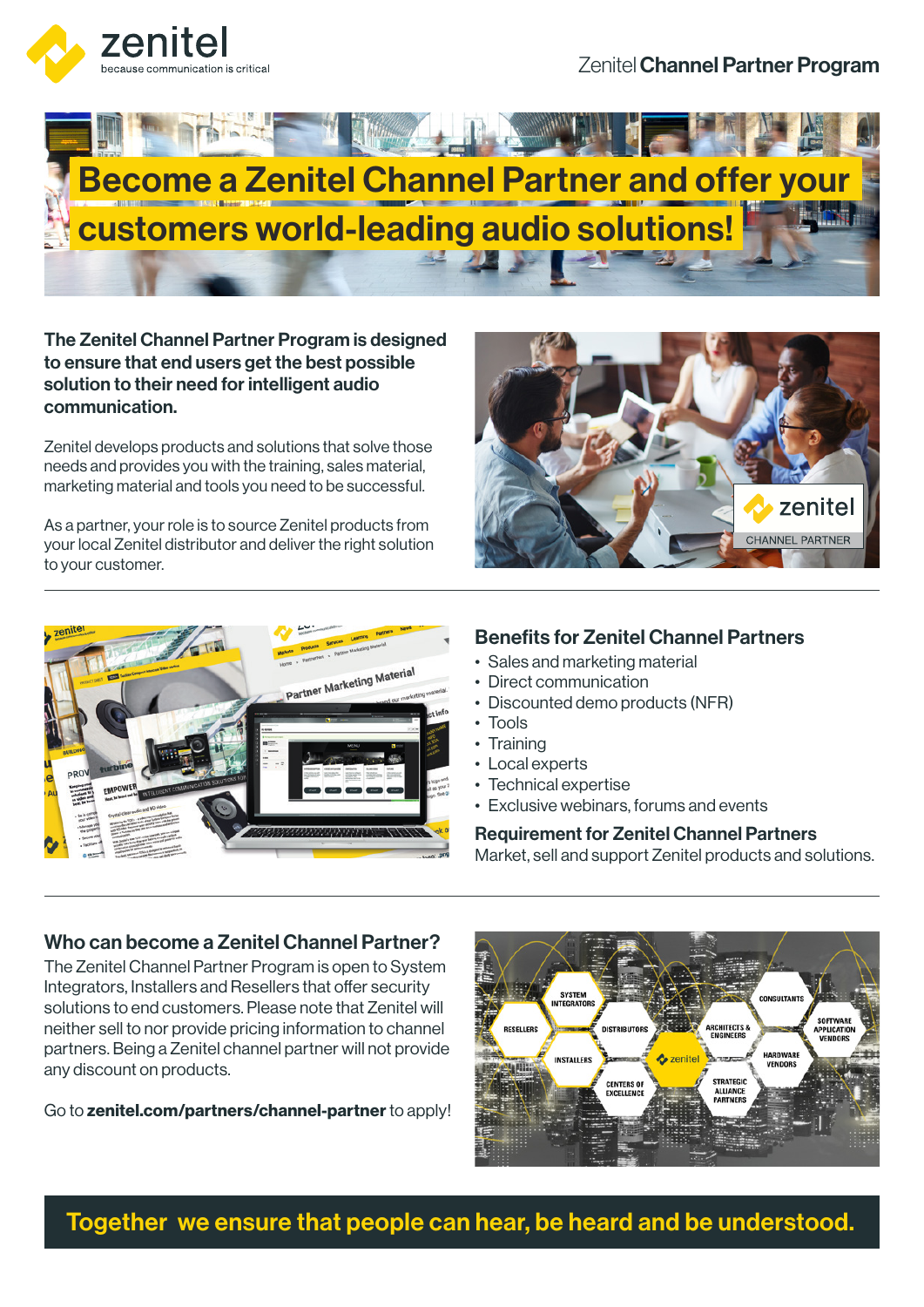zenitel
because communication is critical

Zenitel **Channel Partner Program**

# Become a Zenitel Channel Partner and offer your customers world-leading audio solutions!

**The Zenitel Channel Partner Program is designed to ensure that end users get the best possible solution to their need for intelligent audio communication.**

Zenitel develops products and solutions that solve those needs and provides you with the training, sales material, marketing material and tools you need to be successful.

As a partner, your role is to source Zenitel products from your local Zenitel distributor and deliver the right solution to your customer.

## Benefits for Zenitel Channel Partners

- Sales and marketing material
- Direct communication
- Discounted demo products (NFR)
- Tools
- Training
- Local experts
- Technical expertise
- Exclusive webinars, forums and events

## Requirement for Zenitel Channel Partners

Market, sell and support Zenitel products and solutions.

## Who can become a Zenitel Channel Partner?

The Zenitel Channel Partner Program is open to System Integrators, Installers and Resellers that offer security solutions to end customers. Please note that Zenitel will neither sell to nor provide pricing information to channel partners. Being a Zenitel channel partner will not provide any discount on products.

Go to **zenitel.com/partners/channel-partner** to apply!

**Together we ensure that people can hear, be heard and be understood.**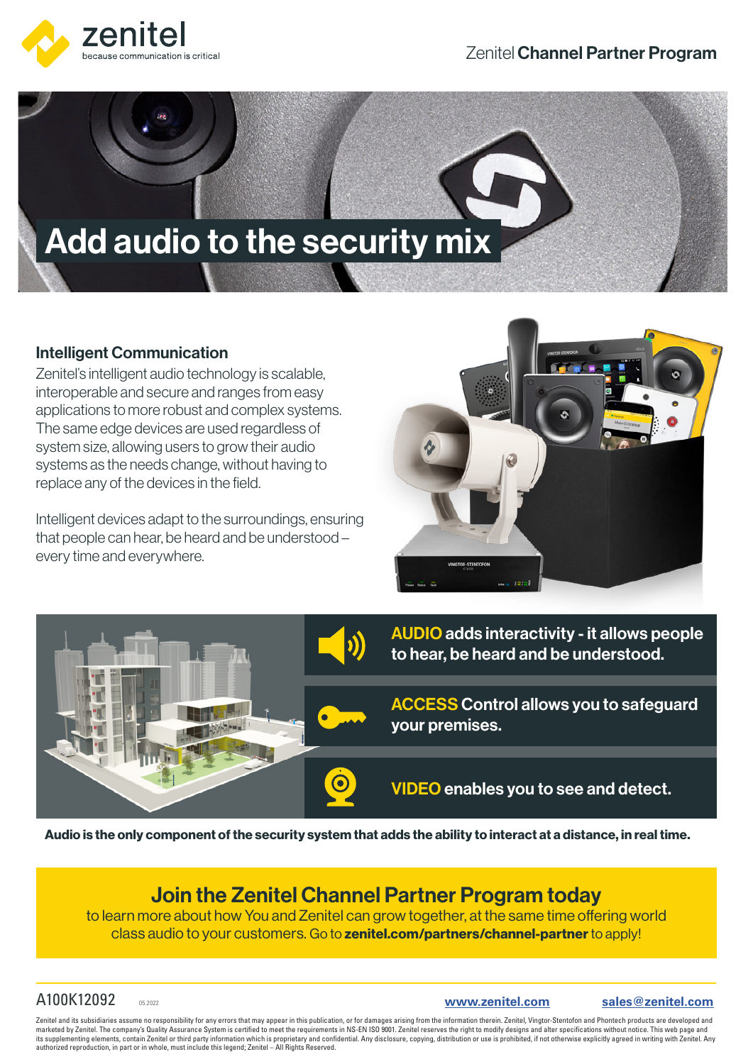# Add audio to the security mix

## Intelligent Communication

Zenitel's intelligent audio technology is scalable, interoperable and secure and ranges from easy applications to more robust and complex systems. The same edge devices are used regardless of system size, allowing users to grow their audio systems as the needs change, without having to replace any of the devices in the field.

Intelligent devices adapt to the surroundings, ensuring that people can hear, be heard and be understood – every time and everywhere.

**AUDIO adds interactivity - it allows people to hear, be heard and be understood.**

**ACCESS Control allows you to safeguard your premises.**

**VIDEO enables you to see and detect.**

**Audio is the only component of the security system that adds the ability to interact at a distance, in real time.**

## Join the Zenitel Channel Partner Program today

to learn more about how You and Zenitel can grow together, at the same time offering world class audio to your customers. Go to **zenitel.com/partners/channel-partner** to apply!

A100K12092 05.2022

www.zenitel.com sales@zenitel.com

Zenitel and its subsidiaries assume no responsibility for any errors that may appear in this publication, or for damages arising from the information therein. Zenitel, Vingtor-Stentofon and Phontech products are developed and marketed by Zenitel. The company's Quality Assurance System is certified to meet the requirements in NS-EN ISO 9001. Zenitel reserves the right to modify designs and alter specifications without notice. This web page and its supplementing elements, contain Zenitel or third party information which is proprietary and confidential. Any disclosure, copying, distribution or use is prohibited, if not otherwise explicitly agreed in writing with Zenitel. Any authorized reproduction, in part or in whole, must include this legend; Zenitel – All Rights Reserved.